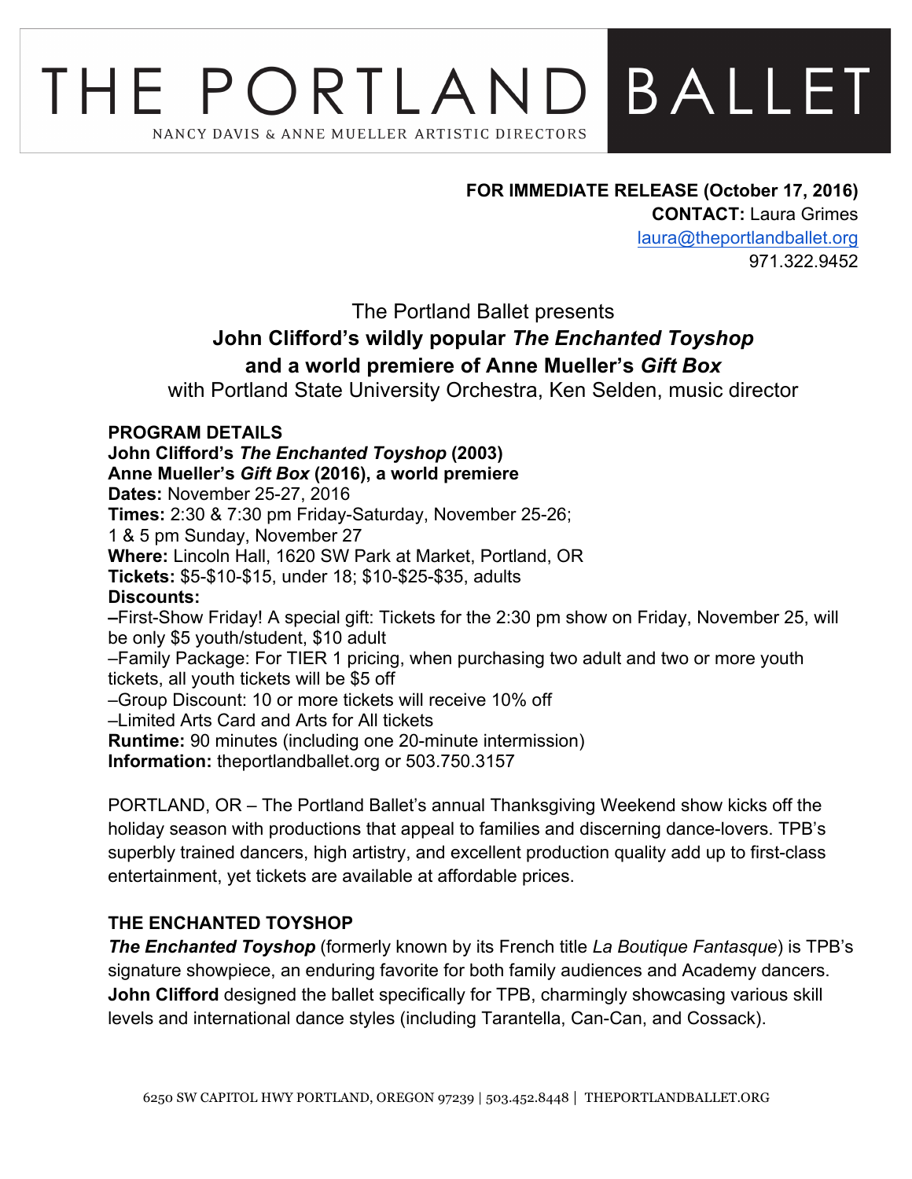# THE PORTLAND BALLET

NANCY DAVIS & ANNE MUELLER ARTISTIC DIRECTORS

**FOR IMMEDIATE RELEASE (October 17, 2016)**
**CONTACT:** Laura Grimes
laura@theportlandballet.org
971.322.9452

The Portland Ballet presents
**John Clifford's wildly popular *The Enchanted Toyshop***
**and a world premiere of Anne Mueller's *Gift Box***
with Portland State University Orchestra, Ken Selden, music director

**PROGRAM DETAILS**
**John Clifford's *The Enchanted Toyshop* (2003)**
**Anne Mueller's *Gift Box* (2016), a world premiere**
**Dates:** November 25-27, 2016
**Times:** 2:30 & 7:30 pm Friday-Saturday, November 25-26;
1 & 5 pm Sunday, November 27
**Where:** Lincoln Hall, 1620 SW Park at Market, Portland, OR
**Tickets:** $5-$10-$15, under 18; $10-$25-$35, adults
**Discounts:**
–First-Show Friday! A special gift: Tickets for the 2:30 pm show on Friday, November 25, will be only $5 youth/student, $10 adult
–Family Package: For TIER 1 pricing, when purchasing two adult and two or more youth tickets, all youth tickets will be $5 off
–Group Discount: 10 or more tickets will receive 10% off
–Limited Arts Card and Arts for All tickets
**Runtime:** 90 minutes (including one 20-minute intermission)
**Information:** theportlandballet.org or 503.750.3157

PORTLAND, OR – The Portland Ballet's annual Thanksgiving Weekend show kicks off the holiday season with productions that appeal to families and discerning dance-lovers. TPB's superbly trained dancers, high artistry, and excellent production quality add up to first-class entertainment, yet tickets are available at affordable prices.

**THE ENCHANTED TOYSHOP**

***The Enchanted Toyshop*** (formerly known by its French title *La Boutique Fantasque*) is TPB's signature showpiece, an enduring favorite for both family audiences and Academy dancers. **John Clifford** designed the ballet specifically for TPB, charmingly showcasing various skill levels and international dance styles (including Tarantella, Can-Can, and Cossack).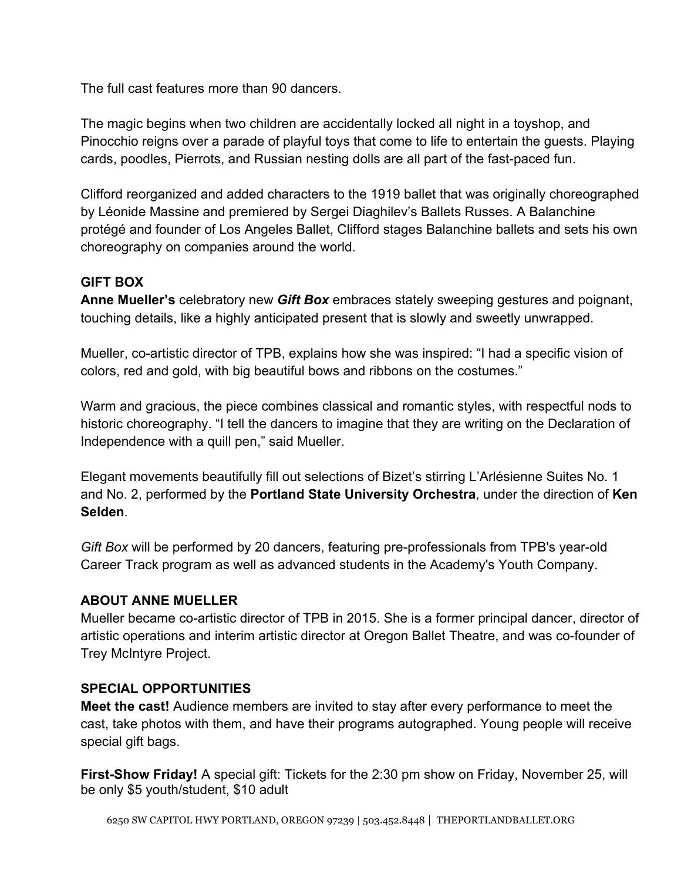The full cast features more than 90 dancers.

The magic begins when two children are accidentally locked all night in a toyshop, and Pinocchio reigns over a parade of playful toys that come to life to entertain the guests. Playing cards, poodles, Pierrots, and Russian nesting dolls are all part of the fast-paced fun.

Clifford reorganized and added characters to the 1919 ballet that was originally choreographed by Léonide Massine and premiered by Sergei Diaghilev's Ballets Russes. A Balanchine protégé and founder of Los Angeles Ballet, Clifford stages Balanchine ballets and sets his own choreography on companies around the world.

## GIFT BOX

**Anne Mueller's** celebratory new ***Gift Box*** embraces stately sweeping gestures and poignant, touching details, like a highly anticipated present that is slowly and sweetly unwrapped.

Mueller, co-artistic director of TPB, explains how she was inspired: "I had a specific vision of colors, red and gold, with big beautiful bows and ribbons on the costumes."

Warm and gracious, the piece combines classical and romantic styles, with respectful nods to historic choreography. "I tell the dancers to imagine that they are writing on the Declaration of Independence with a quill pen," said Mueller.

Elegant movements beautifully fill out selections of Bizet's stirring L'Arlésienne Suites No. 1 and No. 2, performed by the **Portland State University Orchestra**, under the direction of **Ken Selden**.

*Gift Box* will be performed by 20 dancers, featuring pre-professionals from TPB's year-old Career Track program as well as advanced students in the Academy's Youth Company.

## ABOUT ANNE MUELLER

Mueller became co-artistic director of TPB in 2015. She is a former principal dancer, director of artistic operations and interim artistic director at Oregon Ballet Theatre, and was co-founder of Trey McIntyre Project.

## SPECIAL OPPORTUNITIES

**Meet the cast!** Audience members are invited to stay after every performance to meet the cast, take photos with them, and have their programs autographed. Young people will receive special gift bags.

**First-Show Friday!** A special gift: Tickets for the 2:30 pm show on Friday, November 25, will be only $5 youth/student, $10 adult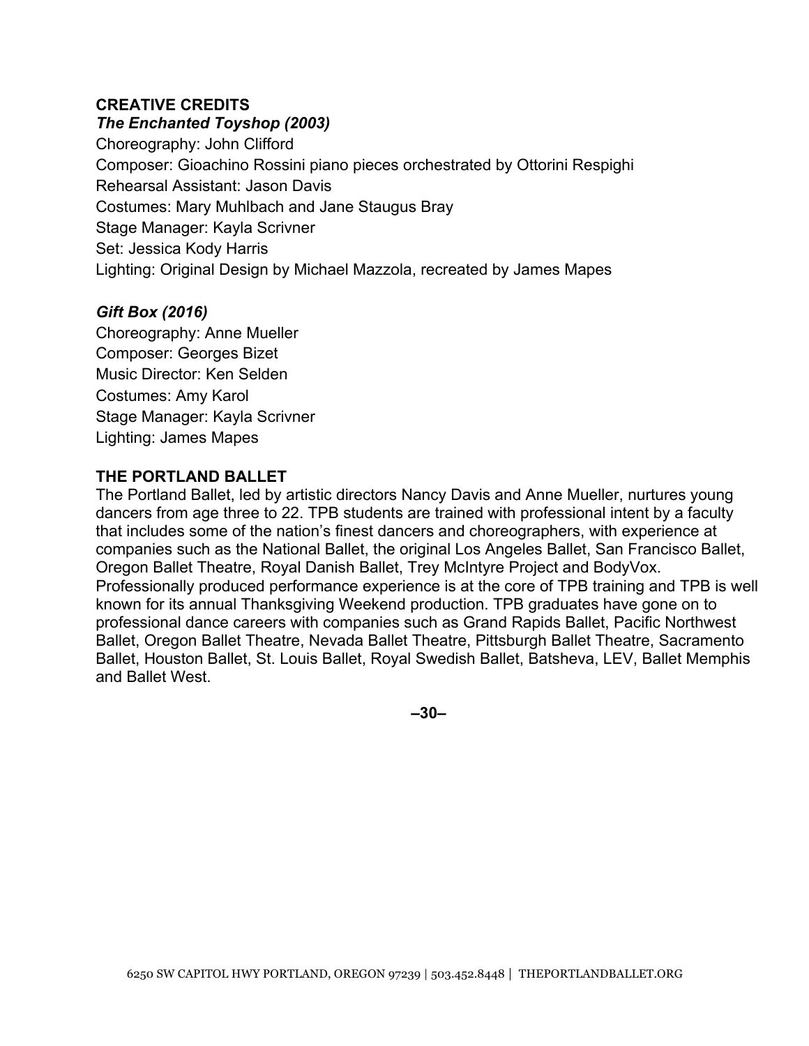**CREATIVE CREDITS**

***The Enchanted Toyshop (2003)***

Choreography: John Clifford
Composer: Gioachino Rossini piano pieces orchestrated by Ottorini Respighi
Rehearsal Assistant: Jason Davis
Costumes: Mary Muhlbach and Jane Staugus Bray
Stage Manager: Kayla Scrivner
Set: Jessica Kody Harris
Lighting: Original Design by Michael Mazzola, recreated by James Mapes

***Gift Box (2016)***

Choreography: Anne Mueller
Composer: Georges Bizet
Music Director: Ken Selden
Costumes: Amy Karol
Stage Manager: Kayla Scrivner
Lighting: James Mapes

**THE PORTLAND BALLET**

The Portland Ballet, led by artistic directors Nancy Davis and Anne Mueller, nurtures young dancers from age three to 22. TPB students are trained with professional intent by a faculty that includes some of the nation's finest dancers and choreographers, with experience at companies such as the National Ballet, the original Los Angeles Ballet, San Francisco Ballet, Oregon Ballet Theatre, Royal Danish Ballet, Trey McIntyre Project and BodyVox. Professionally produced performance experience is at the core of TPB training and TPB is well known for its annual Thanksgiving Weekend production. TPB graduates have gone on to professional dance careers with companies such as Grand Rapids Ballet, Pacific Northwest Ballet, Oregon Ballet Theatre, Nevada Ballet Theatre, Pittsburgh Ballet Theatre, Sacramento Ballet, Houston Ballet, St. Louis Ballet, Royal Swedish Ballet, Batsheva, LEV, Ballet Memphis and Ballet West.

**–30–**

6250 SW CAPITOL HWY PORTLAND, OREGON 97239 | 503.452.8448 | THEPORTLANDBALLET.ORG